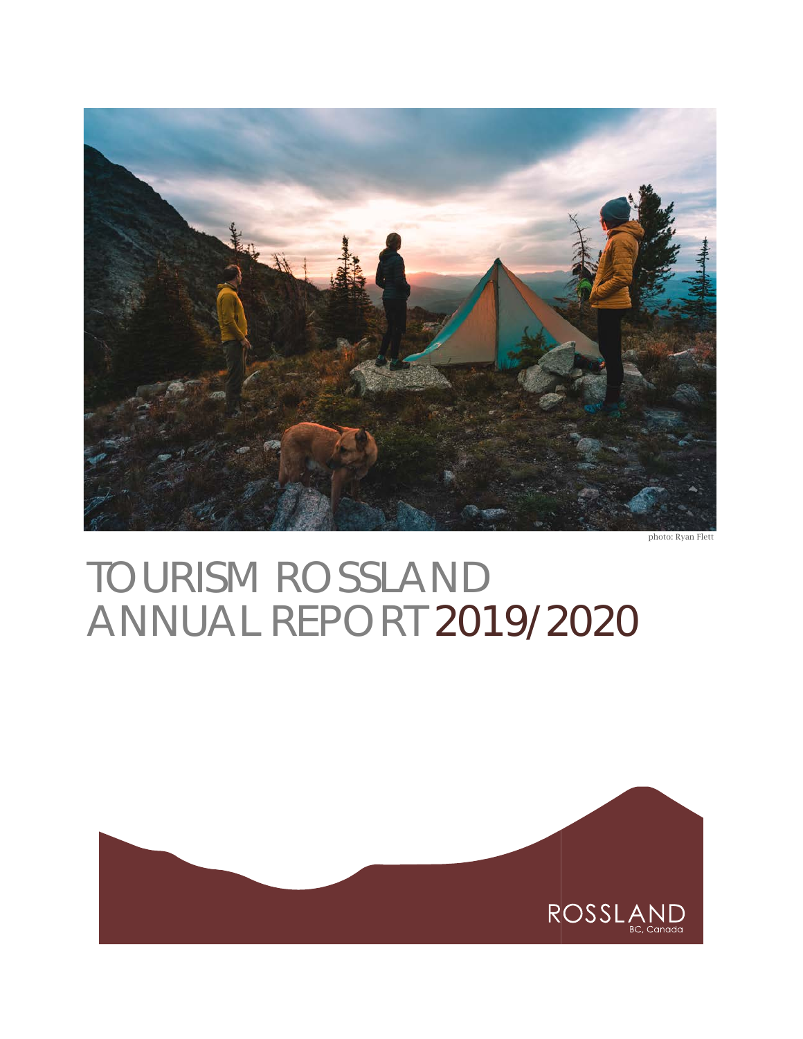photo: Ryan Flett

# TOURISM ROSSLAND ANNUAL REPORT 2019/2020

ROSSLAND
BC, Canada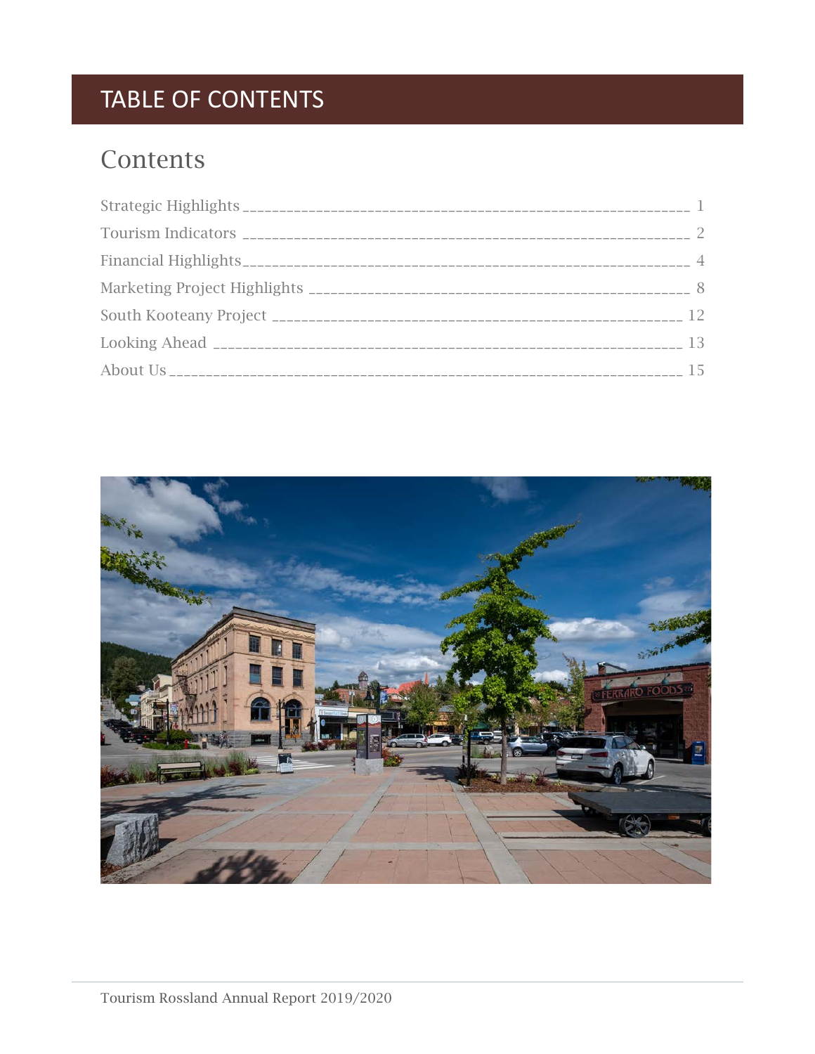# TABLE OF CONTENTS

## Contents

- Strategic Highlights ___ 1
- Tourism Indicators ___ 2
- Financial Highlights ___ 4
- Marketing Project Highlights ___ 8
- South Kooteany Project ___ 12
- Looking Ahead ___ 13
- About Us ___ 15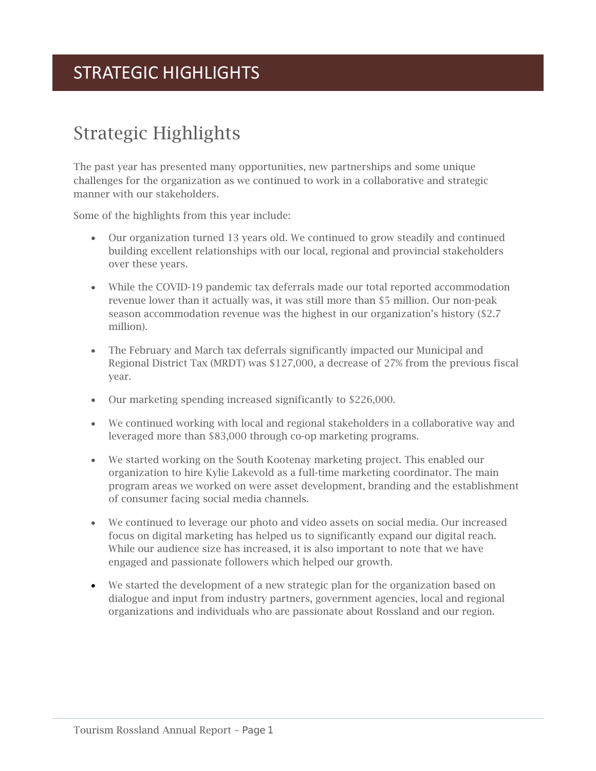# STRATEGIC HIGHLIGHTS

## Strategic Highlights

The past year has presented many opportunities, new partnerships and some unique challenges for the organization as we continued to work in a collaborative and strategic manner with our stakeholders.

Some of the highlights from this year include:

- Our organization turned 13 years old. We continued to grow steadily and continued building excellent relationships with our local, regional and provincial stakeholders over these years.
- While the COVID-19 pandemic tax deferrals made our total reported accommodation revenue lower than it actually was, it was still more than $5 million. Our non-peak season accommodation revenue was the highest in our organization's history ($2.7 million).
- The February and March tax deferrals significantly impacted our Municipal and Regional District Tax (MRDT) was $127,000, a decrease of 27% from the previous fiscal year.
- Our marketing spending increased significantly to $226,000.
- We continued working with local and regional stakeholders in a collaborative way and leveraged more than $83,000 through co-op marketing programs.
- We started working on the South Kootenay marketing project. This enabled our organization to hire Kylie Lakevold as a full-time marketing coordinator. The main program areas we worked on were asset development, branding and the establishment of consumer facing social media channels.
- We continued to leverage our photo and video assets on social media. Our increased focus on digital marketing has helped us to significantly expand our digital reach. While our audience size has increased, it is also important to note that we have engaged and passionate followers which helped our growth.
- We started the development of a new strategic plan for the organization based on dialogue and input from industry partners, government agencies, local and regional organizations and individuals who are passionate about Rossland and our region.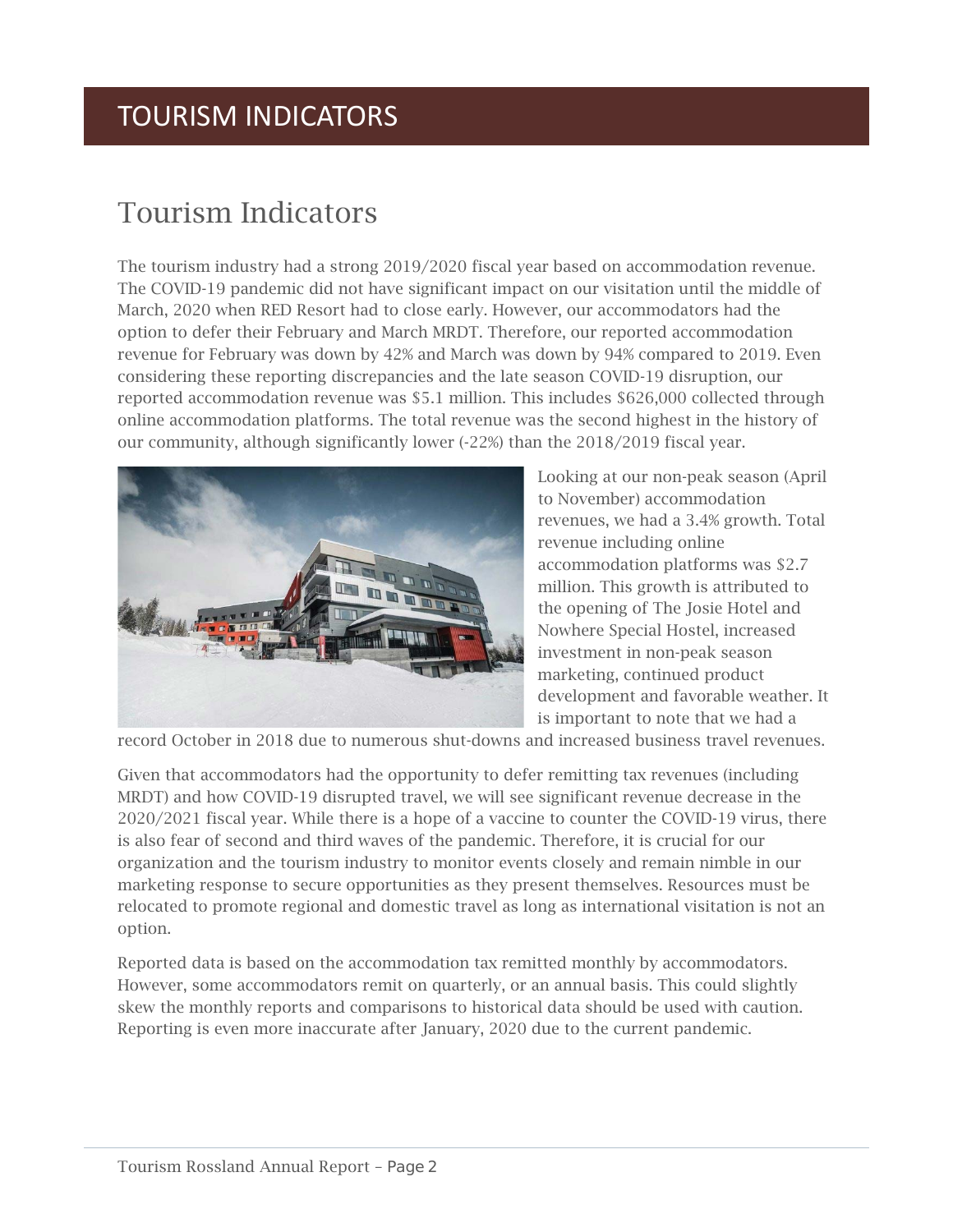# TOURISM INDICATORS

## Tourism Indicators

The tourism industry had a strong 2019/2020 fiscal year based on accommodation revenue. The COVID-19 pandemic did not have significant impact on our visitation until the middle of March, 2020 when RED Resort had to close early. However, our accommodators had the option to defer their February and March MRDT. Therefore, our reported accommodation revenue for February was down by 42% and March was down by 94% compared to 2019. Even considering these reporting discrepancies and the late season COVID-19 disruption, our reported accommodation revenue was $5.1 million. This includes $626,000 collected through online accommodation platforms. The total revenue was the second highest in the history of our community, although significantly lower (-22%) than the 2018/2019 fiscal year.

Looking at our non-peak season (April to November) accommodation revenues, we had a 3.4% growth. Total revenue including online accommodation platforms was $2.7 million. This growth is attributed to the opening of The Josie Hotel and Nowhere Special Hostel, increased investment in non-peak season marketing, continued product development and favorable weather. It is important to note that we had a record October in 2018 due to numerous shut-downs and increased business travel revenues.

Given that accommodators had the opportunity to defer remitting tax revenues (including MRDT) and how COVID-19 disrupted travel, we will see significant revenue decrease in the 2020/2021 fiscal year. While there is a hope of a vaccine to counter the COVID-19 virus, there is also fear of second and third waves of the pandemic. Therefore, it is crucial for our organization and the tourism industry to monitor events closely and remain nimble in our marketing response to secure opportunities as they present themselves. Resources must be relocated to promote regional and domestic travel as long as international visitation is not an option.

Reported data is based on the accommodation tax remitted monthly by accommodators. However, some accommodators remit on quarterly, or an annual basis. This could slightly skew the monthly reports and comparisons to historical data should be used with caution. Reporting is even more inaccurate after January, 2020 due to the current pandemic.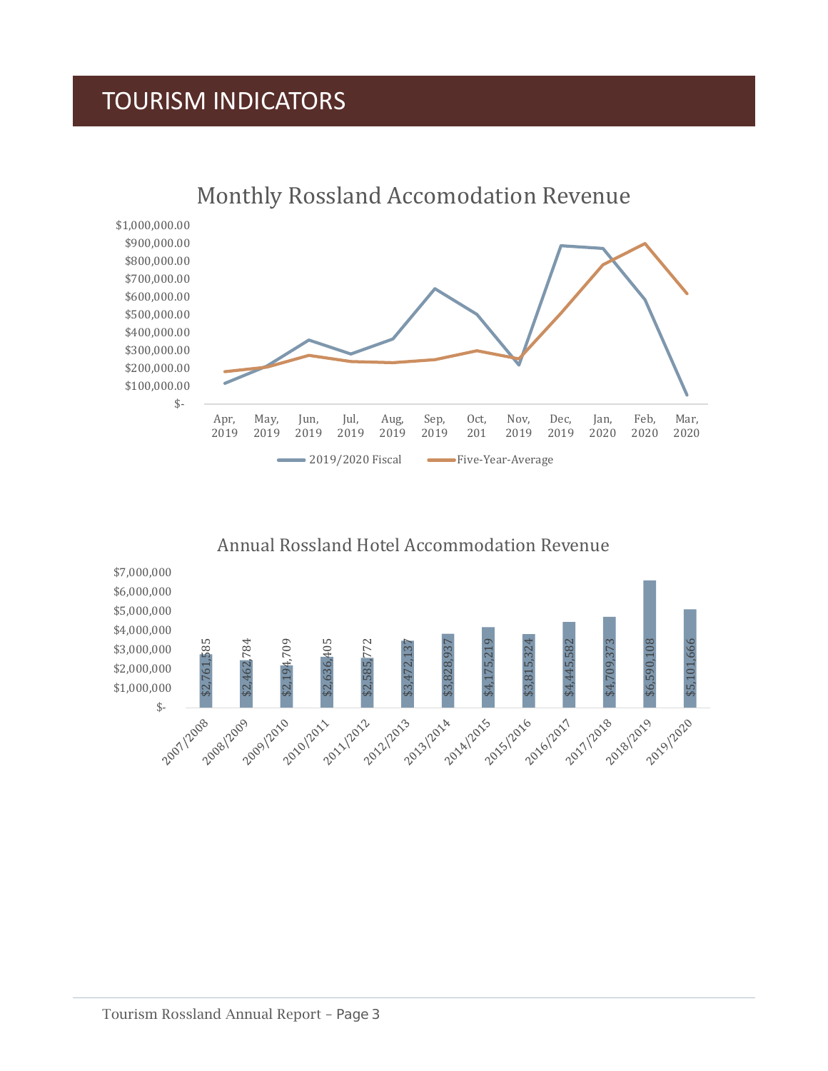# TOURISM INDICATORS

## Monthly Rossland Accomodation Revenue

Legend: 2019/2020 Fiscal; Five-Year-Average

Months: Apr, 2019; May, 2019; Jun, 2019; Jul, 2019; Aug, 2019; Sep, 2019; Oct, 201; Nov, 2019; Dec, 2019; Jan, 2020; Feb, 2020; Mar, 2020

## Annual Rossland Hotel Accommodation Revenue

| Year | Revenue |
|---|---|
| 2007/2008 | $2,761,585 |
| 2008/2009 | $2,462,784 |
| 2009/2010 | $2,194,709 |
| 2010/2011 | $2,636,405 |
| 2011/2012 | $2,585,772 |
| 2012/2013 | $3,472,137 |
| 2013/2014 | $3,828,937 |
| 2014/2015 | $4,175,219 |
| 2015/2016 | $3,815,324 |
| 2016/2017 | $4,445,582 |
| 2017/2018 | $4,709,373 |
| 2018/2019 | $6,590,108 |
| 2019/2020 | $5,101,666 |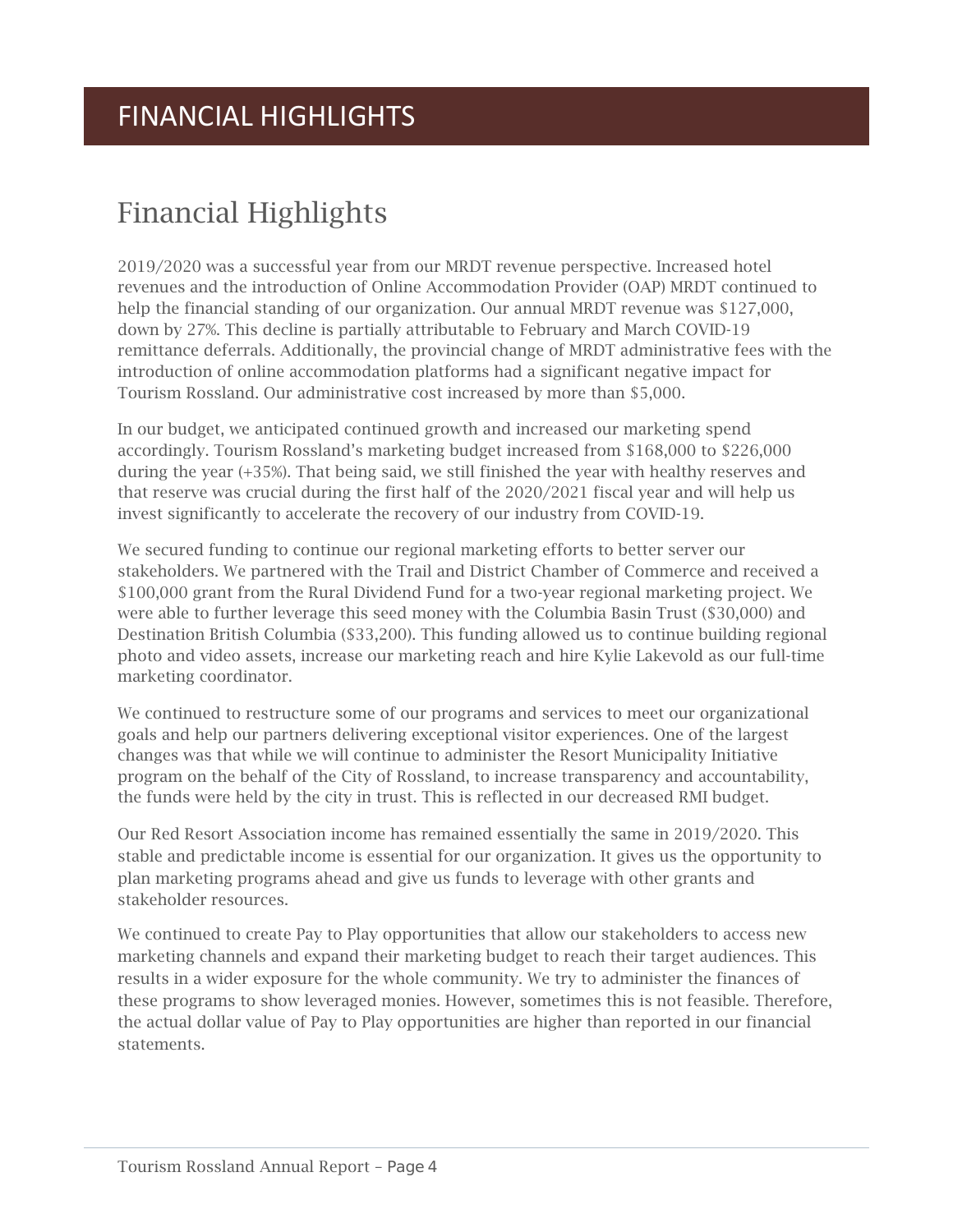# FINANCIAL HIGHLIGHTS

## Financial Highlights

2019/2020 was a successful year from our MRDT revenue perspective. Increased hotel revenues and the introduction of Online Accommodation Provider (OAP) MRDT continued to help the financial standing of our organization. Our annual MRDT revenue was $127,000, down by 27%. This decline is partially attributable to February and March COVID-19 remittance deferrals. Additionally, the provincial change of MRDT administrative fees with the introduction of online accommodation platforms had a significant negative impact for Tourism Rossland. Our administrative cost increased by more than $5,000.

In our budget, we anticipated continued growth and increased our marketing spend accordingly. Tourism Rossland's marketing budget increased from $168,000 to $226,000 during the year (+35%). That being said, we still finished the year with healthy reserves and that reserve was crucial during the first half of the 2020/2021 fiscal year and will help us invest significantly to accelerate the recovery of our industry from COVID-19.

We secured funding to continue our regional marketing efforts to better server our stakeholders. We partnered with the Trail and District Chamber of Commerce and received a $100,000 grant from the Rural Dividend Fund for a two-year regional marketing project. We were able to further leverage this seed money with the Columbia Basin Trust ($30,000) and Destination British Columbia ($33,200). This funding allowed us to continue building regional photo and video assets, increase our marketing reach and hire Kylie Lakevold as our full-time marketing coordinator.

We continued to restructure some of our programs and services to meet our organizational goals and help our partners delivering exceptional visitor experiences. One of the largest changes was that while we will continue to administer the Resort Municipality Initiative program on the behalf of the City of Rossland, to increase transparency and accountability, the funds were held by the city in trust. This is reflected in our decreased RMI budget.

Our Red Resort Association income has remained essentially the same in 2019/2020. This stable and predictable income is essential for our organization. It gives us the opportunity to plan marketing programs ahead and give us funds to leverage with other grants and stakeholder resources.

We continued to create Pay to Play opportunities that allow our stakeholders to access new marketing channels and expand their marketing budget to reach their target audiences. This results in a wider exposure for the whole community. We try to administer the finances of these programs to show leveraged monies. However, sometimes this is not feasible. Therefore, the actual dollar value of Pay to Play opportunities are higher than reported in our financial statements.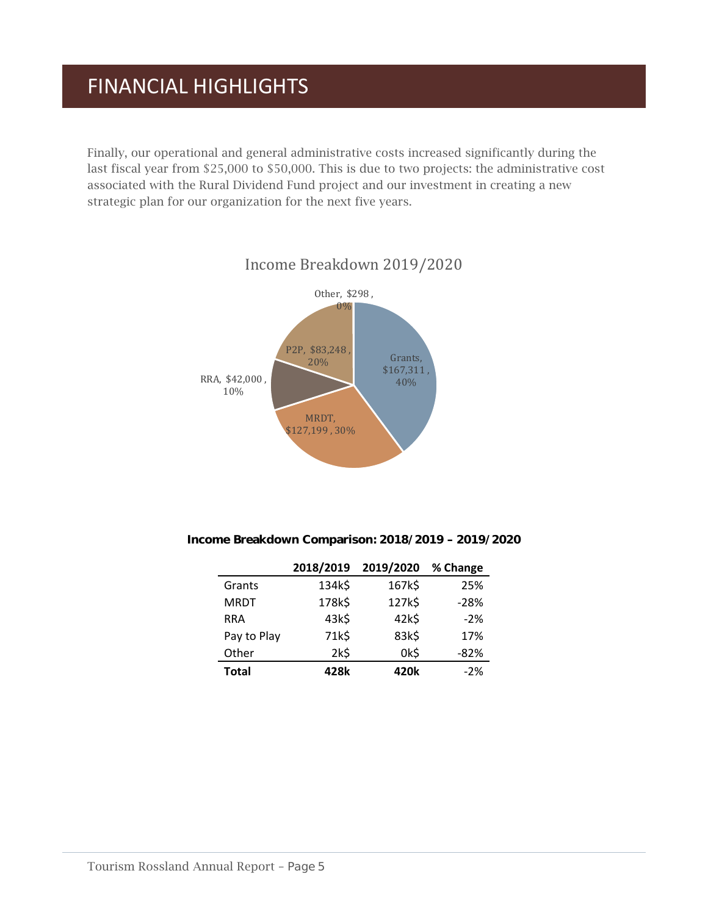# FINANCIAL HIGHLIGHTS

Finally, our operational and general administrative costs increased significantly during the last fiscal year from $25,000 to $50,000. This is due to two projects: the administrative cost associated with the Rural Dividend Fund project and our investment in creating a new strategic plan for our organization for the next five years.

Income Breakdown 2019/2020

Other, $298, 0%

P2P, $83,248, 20%

Grants, $167,311, 40%

RRA, $42,000, 10%

MRDT, $127,199, 30%

**Income Breakdown Comparison: 2018/2019 – 2019/2020**

| | 2018/2019 | 2019/2020 | % Change |
|---|---|---|---|
| Grants | 134k$ | 167k$ | 25% |
| MRDT | 178k$ | 127k$ | -28% |
| RRA | 43k$ | 42k$ | -2% |
| Pay to Play | 71k$ | 83k$ | 17% |
| Other | 2k$ | 0k$ | -82% |
| **Total** | **428k** | **420k** | -2% |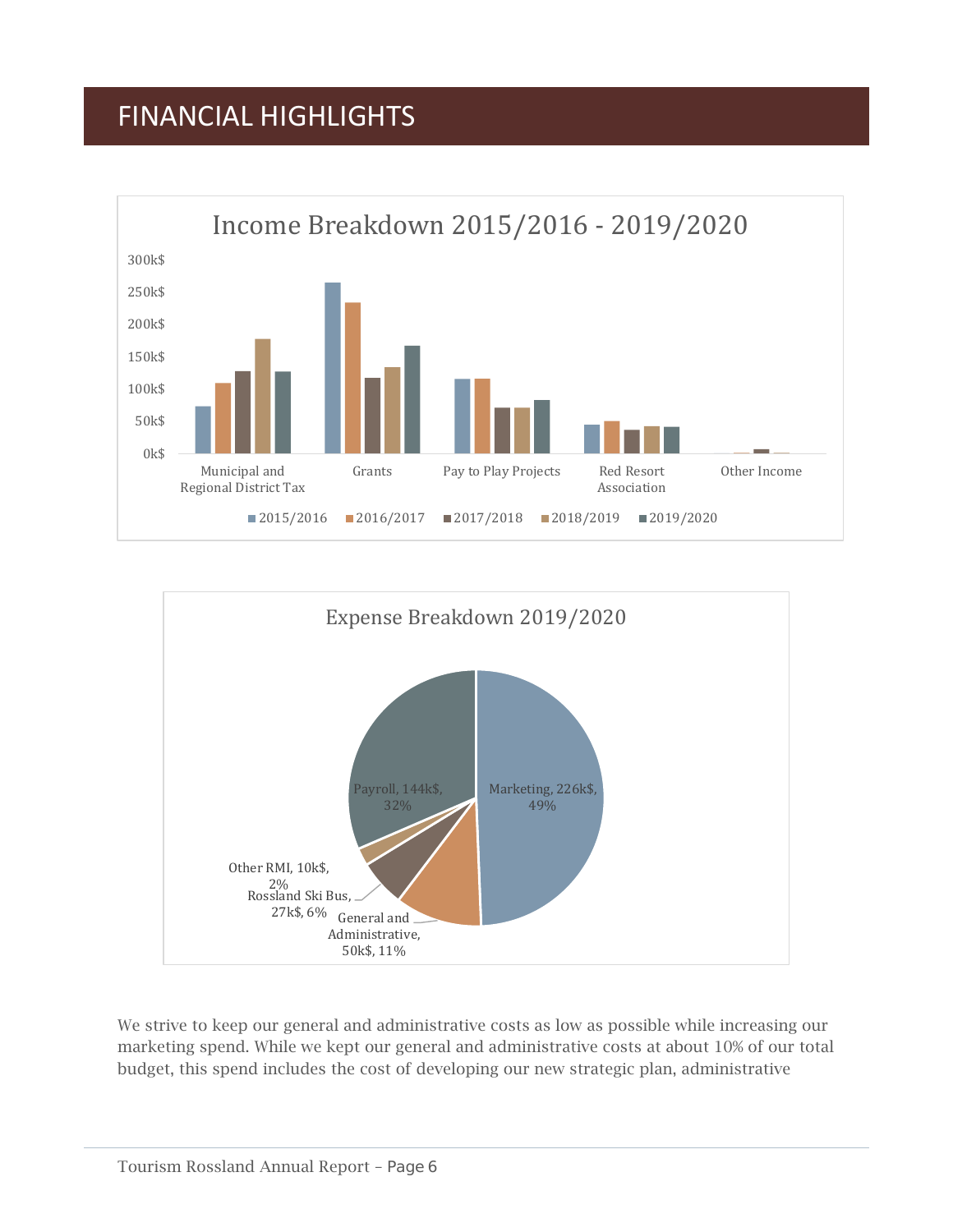# FINANCIAL HIGHLIGHTS

Income Breakdown 2015/2016 - 2019/2020

Expense Breakdown 2019/2020

We strive to keep our general and administrative costs as low as possible while increasing our marketing spend. While we kept our general and administrative costs at about 10% of our total budget, this spend includes the cost of developing our new strategic plan, administrative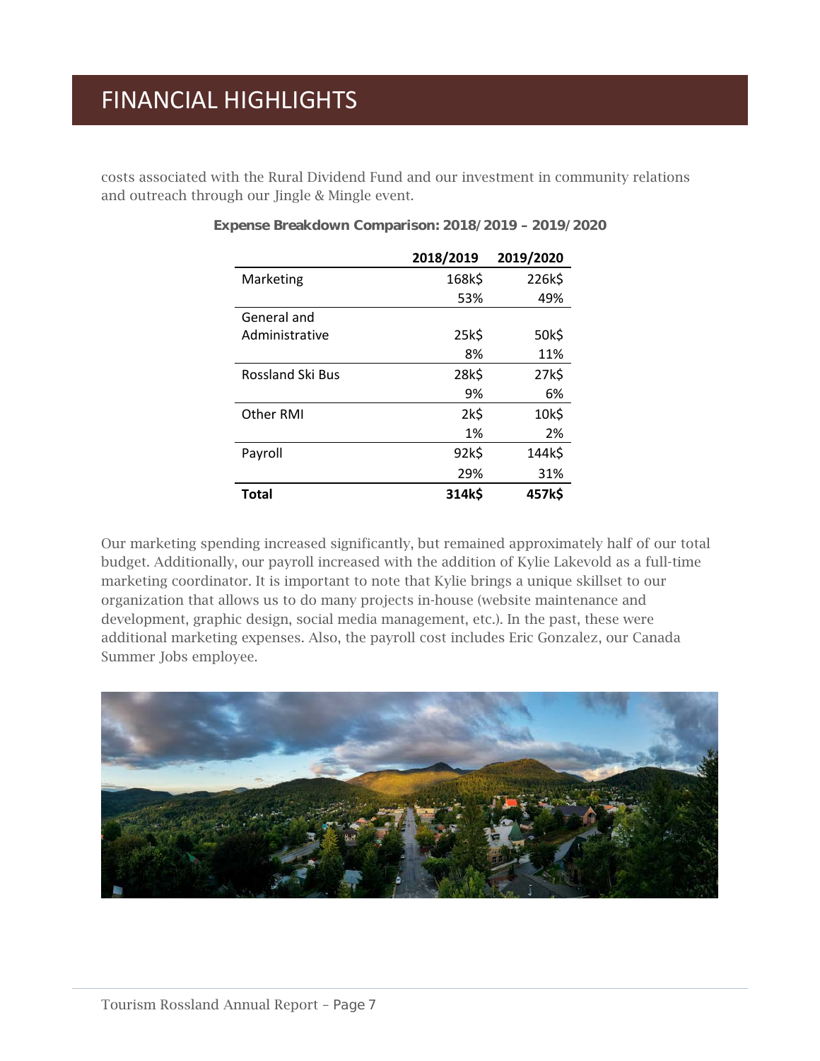# FINANCIAL HIGHLIGHTS

costs associated with the Rural Dividend Fund and our investment in community relations and outreach through our Jingle & Mingle event.

**Expense Breakdown Comparison: 2018/2019 – 2019/2020**

| | 2018/2019 | 2019/2020 |
|---|---|---|
| Marketing | 168k$ | 226k$ |
| | 53% | 49% |
| General and Administrative | 25k$ | 50k$ |
| | 8% | 11% |
| Rossland Ski Bus | 28k$ | 27k$ |
| | 9% | 6% |
| Other RMI | 2k$ | 10k$ |
| | 1% | 2% |
| Payroll | 92k$ | 144k$ |
| | 29% | 31% |
| **Total** | **314k$** | **457k$** |

Our marketing spending increased significantly, but remained approximately half of our total budget. Additionally, our payroll increased with the addition of Kylie Lakevold as a full-time marketing coordinator. It is important to note that Kylie brings a unique skillset to our organization that allows us to do many projects in-house (website maintenance and development, graphic design, social media management, etc.). In the past, these were additional marketing expenses. Also, the payroll cost includes Eric Gonzalez, our Canada Summer Jobs employee.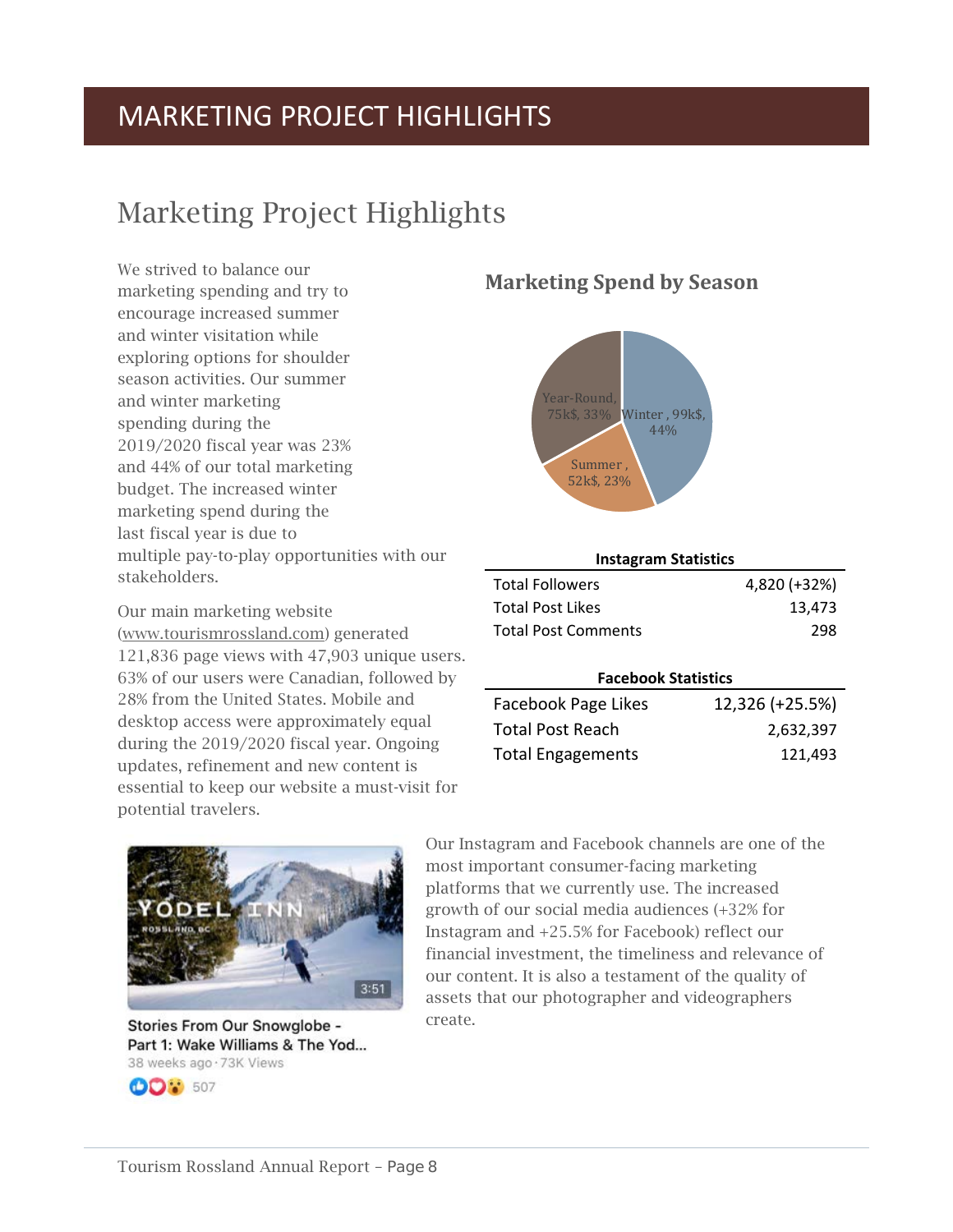# MARKETING PROJECT HIGHLIGHTS

## Marketing Project Highlights

We strived to balance our marketing spending and try to encourage increased summer and winter visitation while exploring options for shoulder season activities. Our summer and winter marketing spending during the 2019/2020 fiscal year was 23% and 44% of our total marketing budget. The increased winter marketing spend during the last fiscal year is due to multiple pay-to-play opportunities with our stakeholders.

Our main marketing website (www.tourismrossland.com) generated 121,836 page views with 47,903 unique users. 63% of our users were Canadian, followed by 28% from the United States. Mobile and desktop access were approximately equal during the 2019/2020 fiscal year. Ongoing updates, refinement and new content is essential to keep our website a must-visit for potential travelers.

### Marketing Spend by Season

- Winter, 99k$, 44%
- Summer, 52k$, 23%
- Year-Round, 75k$, 33%

**Instagram Statistics**

| | |
|---|---|
| Total Followers | 4,820 (+32%) |
| Total Post Likes | 13,473 |
| Total Post Comments | 298 |

**Facebook Statistics**

| | |
|---|---|
| Facebook Page Likes | 12,326 (+25.5%) |
| Total Post Reach | 2,632,397 |
| Total Engagements | 121,493 |

Stories From Our Snowglobe - Part 1: Wake Williams & The Yod...
38 weeks ago · 73K Views
507

Our Instagram and Facebook channels are one of the most important consumer-facing marketing platforms that we currently use. The increased growth of our social media audiences (+32% for Instagram and +25.5% for Facebook) reflect our financial investment, the timeliness and relevance of our content. It is also a testament of the quality of assets that our photographer and videographers create.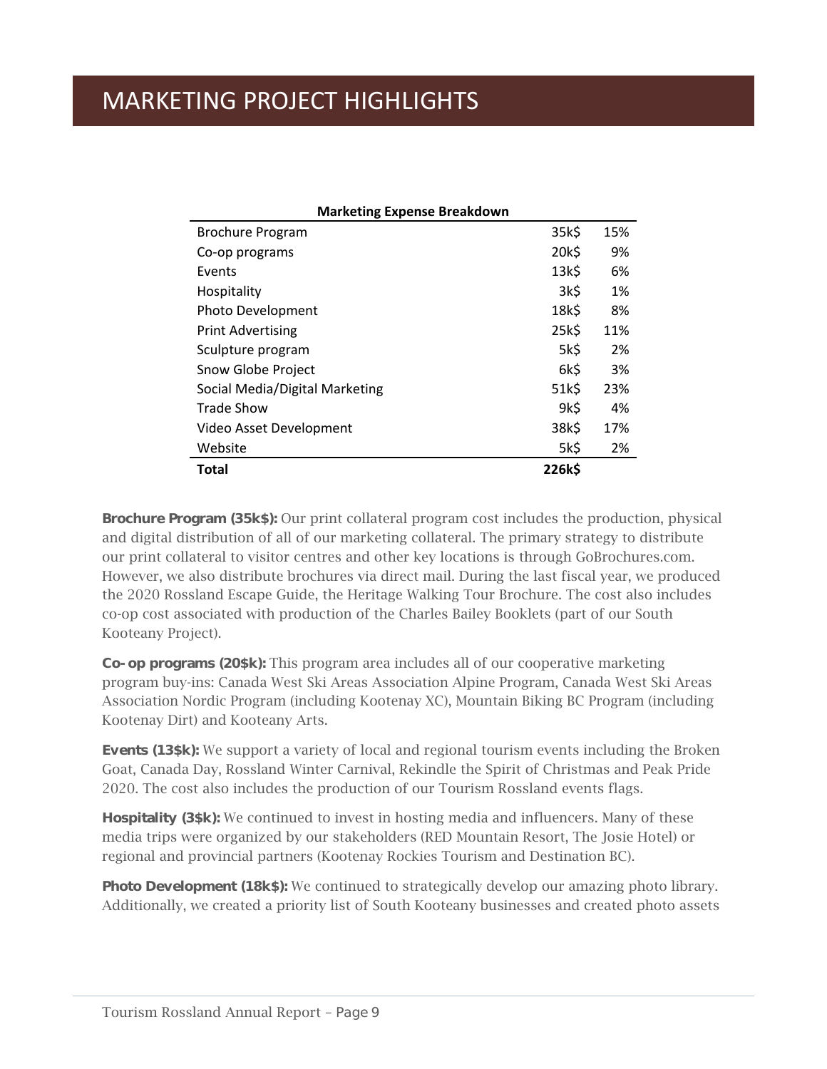# MARKETING PROJECT HIGHLIGHTS

**Marketing Expense Breakdown**

| | | |
|---|---|---|
| Brochure Program | 35k$ | 15% |
| Co-op programs | 20k$ | 9% |
| Events | 13k$ | 6% |
| Hospitality | 3k$ | 1% |
| Photo Development | 18k$ | 8% |
| Print Advertising | 25k$ | 11% |
| Sculpture program | 5k$ | 2% |
| Snow Globe Project | 6k$ | 3% |
| Social Media/Digital Marketing | 51k$ | 23% |
| Trade Show | 9k$ | 4% |
| Video Asset Development | 38k$ | 17% |
| Website | 5k$ | 2% |
| **Total** | **226k$** | |

**Brochure Program (35k$):** Our print collateral program cost includes the production, physical and digital distribution of all of our marketing collateral. The primary strategy to distribute our print collateral to visitor centres and other key locations is through GoBrochures.com. However, we also distribute brochures via direct mail. During the last fiscal year, we produced the 2020 Rossland Escape Guide, the Heritage Walking Tour Brochure. The cost also includes co-op cost associated with production of the Charles Bailey Booklets (part of our South Kooteany Project).

**Co-op programs (20$k):** This program area includes all of our cooperative marketing program buy-ins: Canada West Ski Areas Association Alpine Program, Canada West Ski Areas Association Nordic Program (including Kootenay XC), Mountain Biking BC Program (including Kootenay Dirt) and Kooteany Arts.

**Events (13$k):** We support a variety of local and regional tourism events including the Broken Goat, Canada Day, Rossland Winter Carnival, Rekindle the Spirit of Christmas and Peak Pride 2020. The cost also includes the production of our Tourism Rossland events flags.

**Hospitality (3$k):** We continued to invest in hosting media and influencers. Many of these media trips were organized by our stakeholders (RED Mountain Resort, The Josie Hotel) or regional and provincial partners (Kootenay Rockies Tourism and Destination BC).

**Photo Development (18k$):** We continued to strategically develop our amazing photo library. Additionally, we created a priority list of South Kooteany businesses and created photo assets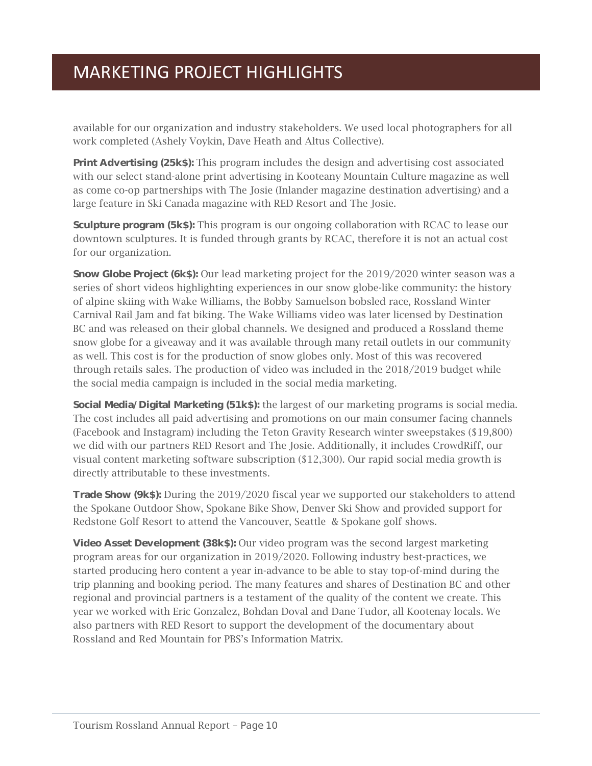# MARKETING PROJECT HIGHLIGHTS

available for our organization and industry stakeholders. We used local photographers for all work completed (Ashely Voykin, Dave Heath and Altus Collective).

**Print Advertising (25k$):** This program includes the design and advertising cost associated with our select stand-alone print advertising in Kooteany Mountain Culture magazine as well as come co-op partnerships with The Josie (Inlander magazine destination advertising) and a large feature in Ski Canada magazine with RED Resort and The Josie.

**Sculpture program (5k$):** This program is our ongoing collaboration with RCAC to lease our downtown sculptures. It is funded through grants by RCAC, therefore it is not an actual cost for our organization.

**Snow Globe Project (6k$):** Our lead marketing project for the 2019/2020 winter season was a series of short videos highlighting experiences in our snow globe-like community: the history of alpine skiing with Wake Williams, the Bobby Samuelson bobsled race, Rossland Winter Carnival Rail Jam and fat biking. The Wake Williams video was later licensed by Destination BC and was released on their global channels. We designed and produced a Rossland theme snow globe for a giveaway and it was available through many retail outlets in our community as well. This cost is for the production of snow globes only. Most of this was recovered through retails sales. The production of video was included in the 2018/2019 budget while the social media campaign is included in the social media marketing.

**Social Media/Digital Marketing (51k$):** the largest of our marketing programs is social media. The cost includes all paid advertising and promotions on our main consumer facing channels (Facebook and Instagram) including the Teton Gravity Research winter sweepstakes ($19,800) we did with our partners RED Resort and The Josie. Additionally, it includes CrowdRiff, our visual content marketing software subscription ($12,300). Our rapid social media growth is directly attributable to these investments.

**Trade Show (9k$):** During the 2019/2020 fiscal year we supported our stakeholders to attend the Spokane Outdoor Show, Spokane Bike Show, Denver Ski Show and provided support for Redstone Golf Resort to attend the Vancouver, Seattle & Spokane golf shows.

**Video Asset Development (38k$):** Our video program was the second largest marketing program areas for our organization in 2019/2020. Following industry best-practices, we started producing hero content a year in-advance to be able to stay top-of-mind during the trip planning and booking period. The many features and shares of Destination BC and other regional and provincial partners is a testament of the quality of the content we create. This year we worked with Eric Gonzalez, Bohdan Doval and Dane Tudor, all Kootenay locals. We also partners with RED Resort to support the development of the documentary about Rossland and Red Mountain for PBS's Information Matrix.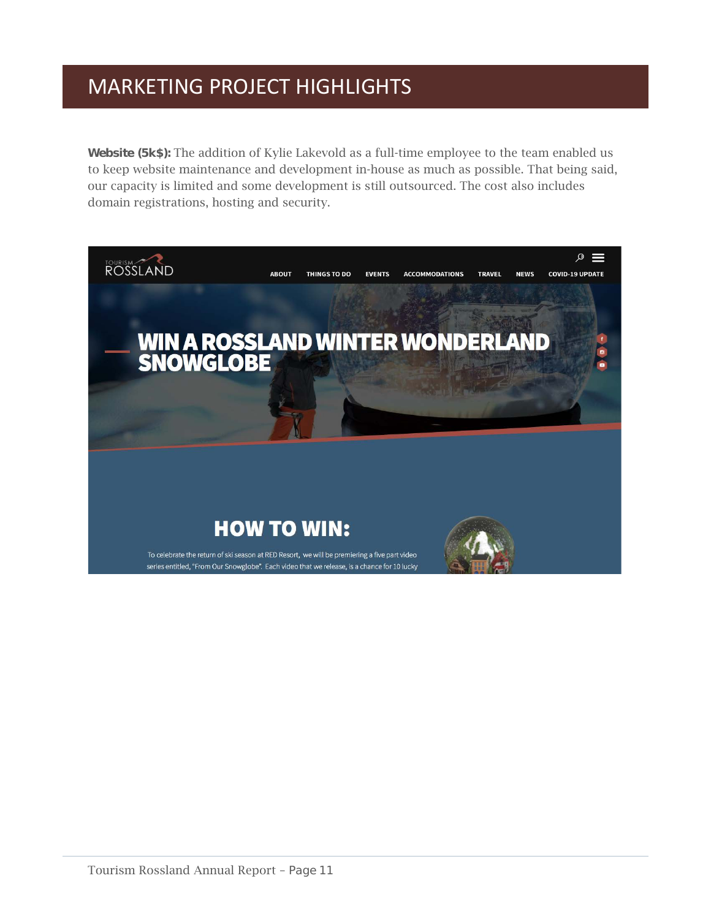# MARKETING PROJECT HIGHLIGHTS

**Website (5k$):** The addition of Kylie Lakevold as a full-time employee to the team enabled us to keep website maintenance and development in-house as much as possible. That being said, our capacity is limited and some development is still outsourced. The cost also includes domain registrations, hosting and security.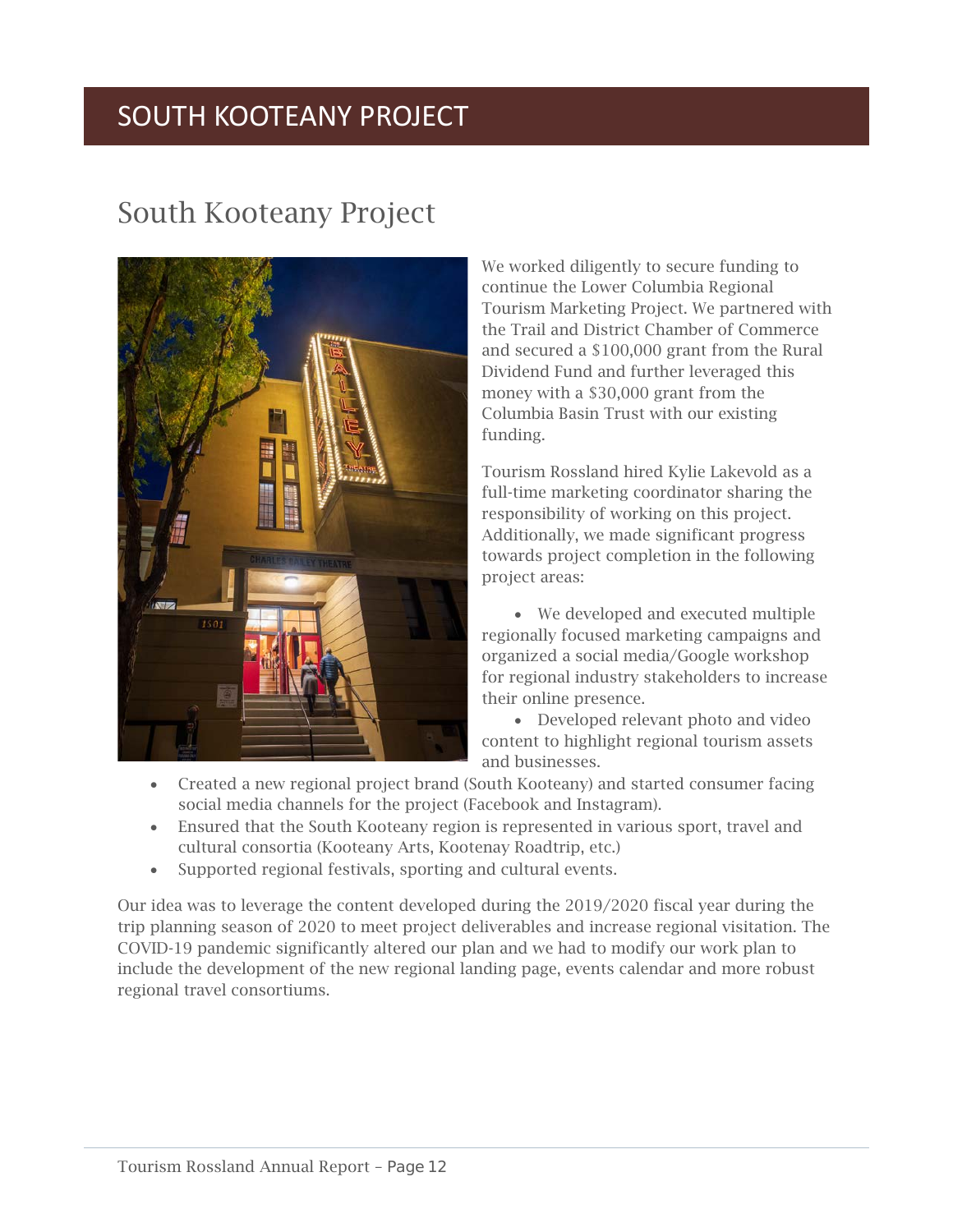# SOUTH KOOTEANY PROJECT

## South Kooteany Project

We worked diligently to secure funding to continue the Lower Columbia Regional Tourism Marketing Project. We partnered with the Trail and District Chamber of Commerce and secured a $100,000 grant from the Rural Dividend Fund and further leveraged this money with a $30,000 grant from the Columbia Basin Trust with our existing funding.

Tourism Rossland hired Kylie Lakevold as a full-time marketing coordinator sharing the responsibility of working on this project. Additionally, we made significant progress towards project completion in the following project areas:

- We developed and executed multiple regionally focused marketing campaigns and organized a social media/Google workshop for regional industry stakeholders to increase their online presence.
- Developed relevant photo and video content to highlight regional tourism assets and businesses.
- Created a new regional project brand (South Kooteany) and started consumer facing social media channels for the project (Facebook and Instagram).
- Ensured that the South Kooteany region is represented in various sport, travel and cultural consortia (Kooteany Arts, Kootenay Roadtrip, etc.)
- Supported regional festivals, sporting and cultural events.

Our idea was to leverage the content developed during the 2019/2020 fiscal year during the trip planning season of 2020 to meet project deliverables and increase regional visitation. The COVID-19 pandemic significantly altered our plan and we had to modify our work plan to include the development of the new regional landing page, events calendar and more robust regional travel consortiums.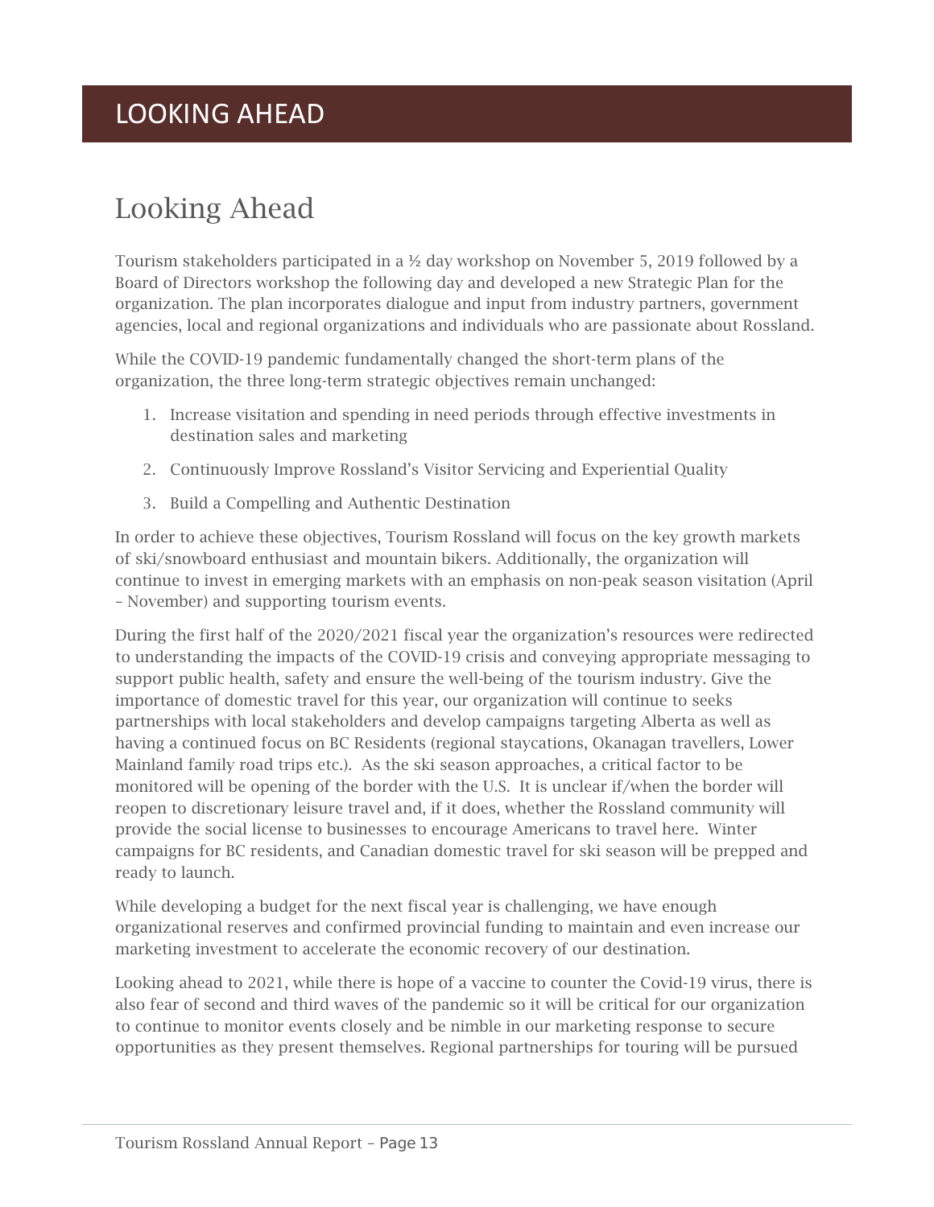# LOOKING AHEAD

## Looking Ahead

Tourism stakeholders participated in a ½ day workshop on November 5, 2019 followed by a Board of Directors workshop the following day and developed a new Strategic Plan for the organization. The plan incorporates dialogue and input from industry partners, government agencies, local and regional organizations and individuals who are passionate about Rossland.

While the COVID-19 pandemic fundamentally changed the short-term plans of the organization, the three long-term strategic objectives remain unchanged:

1. Increase visitation and spending in need periods through effective investments in destination sales and marketing
2. Continuously Improve Rossland's Visitor Servicing and Experiential Quality
3. Build a Compelling and Authentic Destination

In order to achieve these objectives, Tourism Rossland will focus on the key growth markets of ski/snowboard enthusiast and mountain bikers. Additionally, the organization will continue to invest in emerging markets with an emphasis on non-peak season visitation (April – November) and supporting tourism events.

During the first half of the 2020/2021 fiscal year the organization's resources were redirected to understanding the impacts of the COVID-19 crisis and conveying appropriate messaging to support public health, safety and ensure the well-being of the tourism industry. Give the importance of domestic travel for this year, our organization will continue to seeks partnerships with local stakeholders and develop campaigns targeting Alberta as well as having a continued focus on BC Residents (regional staycations, Okanagan travellers, Lower Mainland family road trips etc.). As the ski season approaches, a critical factor to be monitored will be opening of the border with the U.S. It is unclear if/when the border will reopen to discretionary leisure travel and, if it does, whether the Rossland community will provide the social license to businesses to encourage Americans to travel here. Winter campaigns for BC residents, and Canadian domestic travel for ski season will be prepped and ready to launch.

While developing a budget for the next fiscal year is challenging, we have enough organizational reserves and confirmed provincial funding to maintain and even increase our marketing investment to accelerate the economic recovery of our destination.

Looking ahead to 2021, while there is hope of a vaccine to counter the Covid-19 virus, there is also fear of second and third waves of the pandemic so it will be critical for our organization to continue to monitor events closely and be nimble in our marketing response to secure opportunities as they present themselves. Regional partnerships for touring will be pursued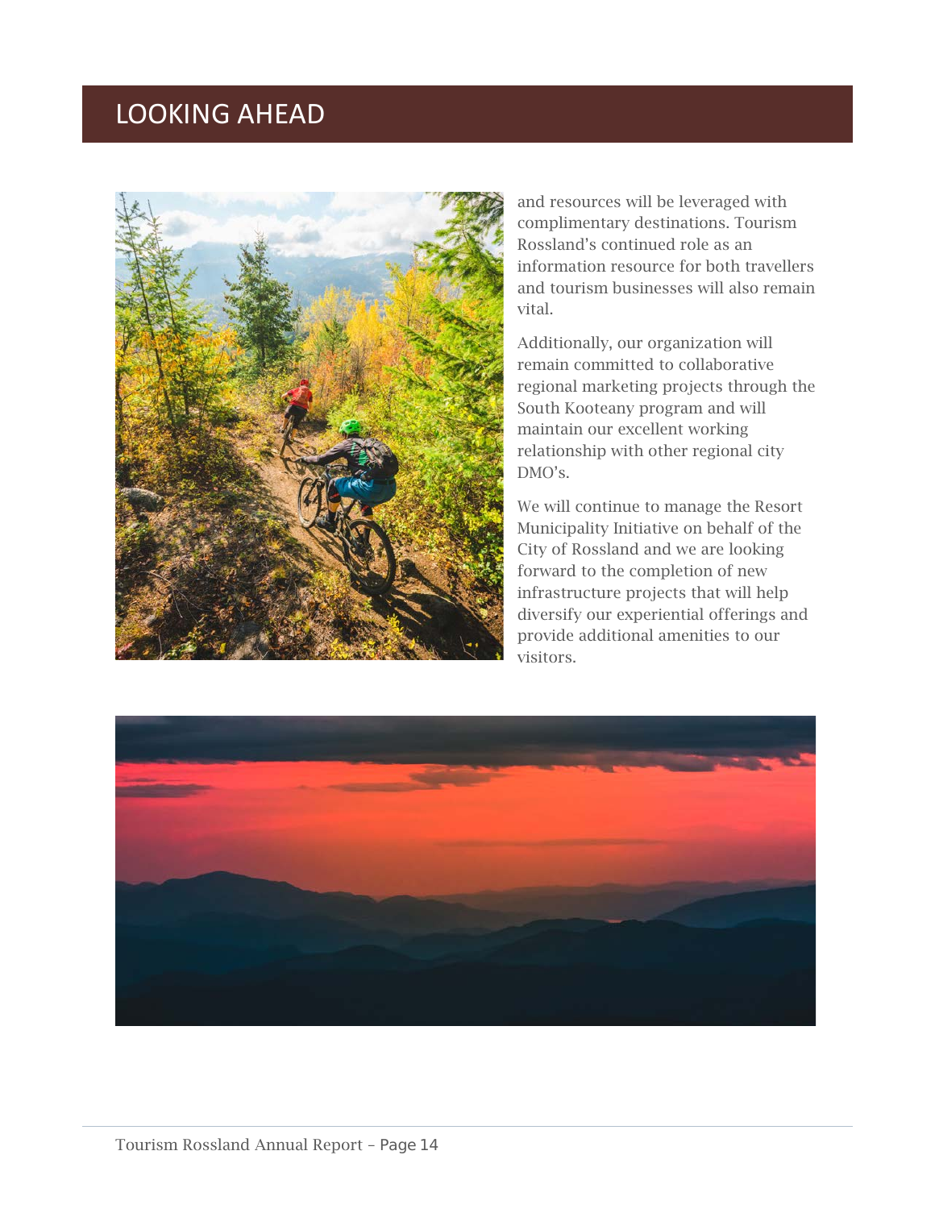# LOOKING AHEAD

and resources will be leveraged with complimentary destinations. Tourism Rossland's continued role as an information resource for both travellers and tourism businesses will also remain vital.

Additionally, our organization will remain committed to collaborative regional marketing projects through the South Kooteany program and will maintain our excellent working relationship with other regional city DMO's.

We will continue to manage the Resort Municipality Initiative on behalf of the City of Rossland and we are looking forward to the completion of new infrastructure projects that will help diversify our experiential offerings and provide additional amenities to our visitors.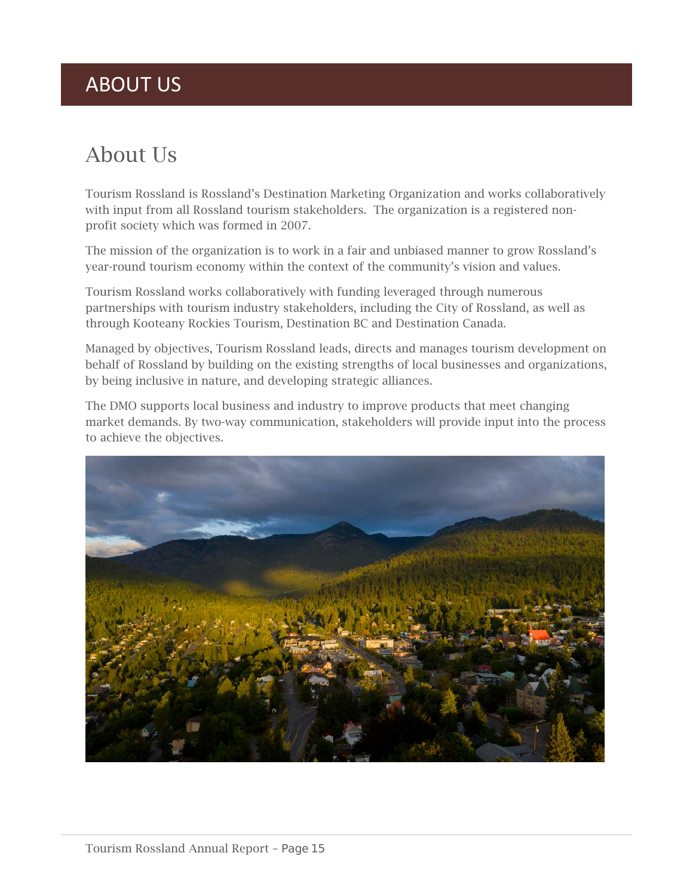# ABOUT US

## About Us

Tourism Rossland is Rossland's Destination Marketing Organization and works collaboratively with input from all Rossland tourism stakeholders. The organization is a registered non-profit society which was formed in 2007.

The mission of the organization is to work in a fair and unbiased manner to grow Rossland's year-round tourism economy within the context of the community's vision and values.

Tourism Rossland works collaboratively with funding leveraged through numerous partnerships with tourism industry stakeholders, including the City of Rossland, as well as through Kooteany Rockies Tourism, Destination BC and Destination Canada.

Managed by objectives, Tourism Rossland leads, directs and manages tourism development on behalf of Rossland by building on the existing strengths of local businesses and organizations, by being inclusive in nature, and developing strategic alliances.

The DMO supports local business and industry to improve products that meet changing market demands. By two-way communication, stakeholders will provide input into the process to achieve the objectives.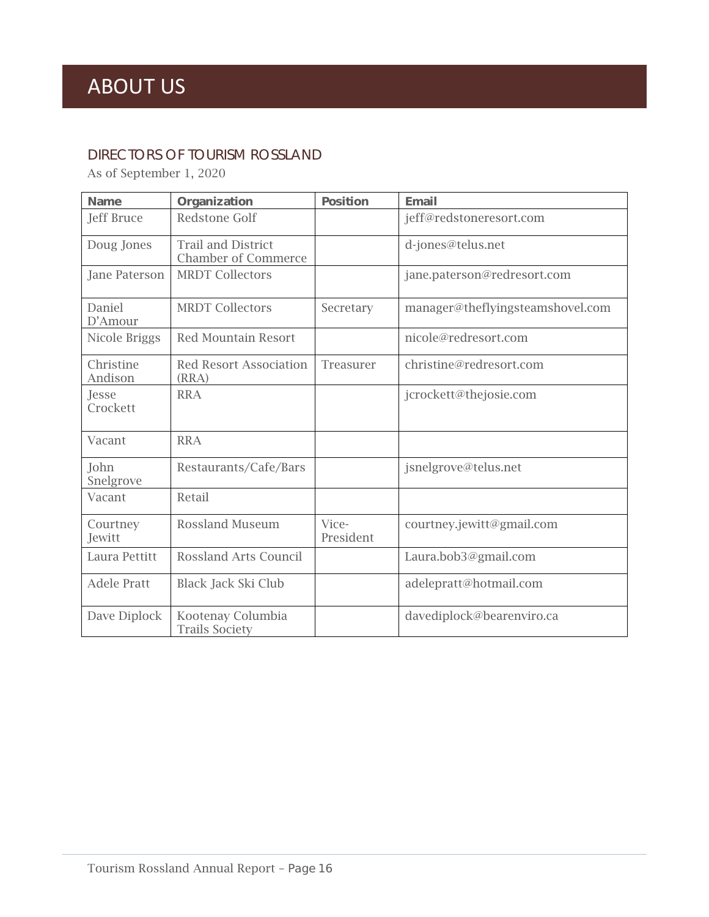# ABOUT US

## DIRECTORS OF TOURISM ROSSLAND

As of September 1, 2020

| Name | Organization | Position | Email |
|---|---|---|---|
| Jeff Bruce | Redstone Golf | | jeff@redstoneresort.com |
| Doug Jones | Trail and District Chamber of Commerce | | d-jones@telus.net |
| Jane Paterson | MRDT Collectors | | jane.paterson@redresort.com |
| Daniel D'Amour | MRDT Collectors | Secretary | manager@theflyingsteamshovel.com |
| Nicole Briggs | Red Mountain Resort | | nicole@redresort.com |
| Christine Andison | Red Resort Association (RRA) | Treasurer | christine@redresort.com |
| Jesse Crockett | RRA | | jcrockett@thejosie.com |
| Vacant | RRA | | |
| John Snelgrove | Restaurants/Cafe/Bars | | jsnelgrove@telus.net |
| Vacant | Retail | | |
| Courtney Jewitt | Rossland Museum | Vice-President | courtney.jewitt@gmail.com |
| Laura Pettitt | Rossland Arts Council | | Laura.bob3@gmail.com |
| Adele Pratt | Black Jack Ski Club | | adelepratt@hotmail.com |
| Dave Diplock | Kootenay Columbia Trails Society | | davediplock@bearenviro.ca |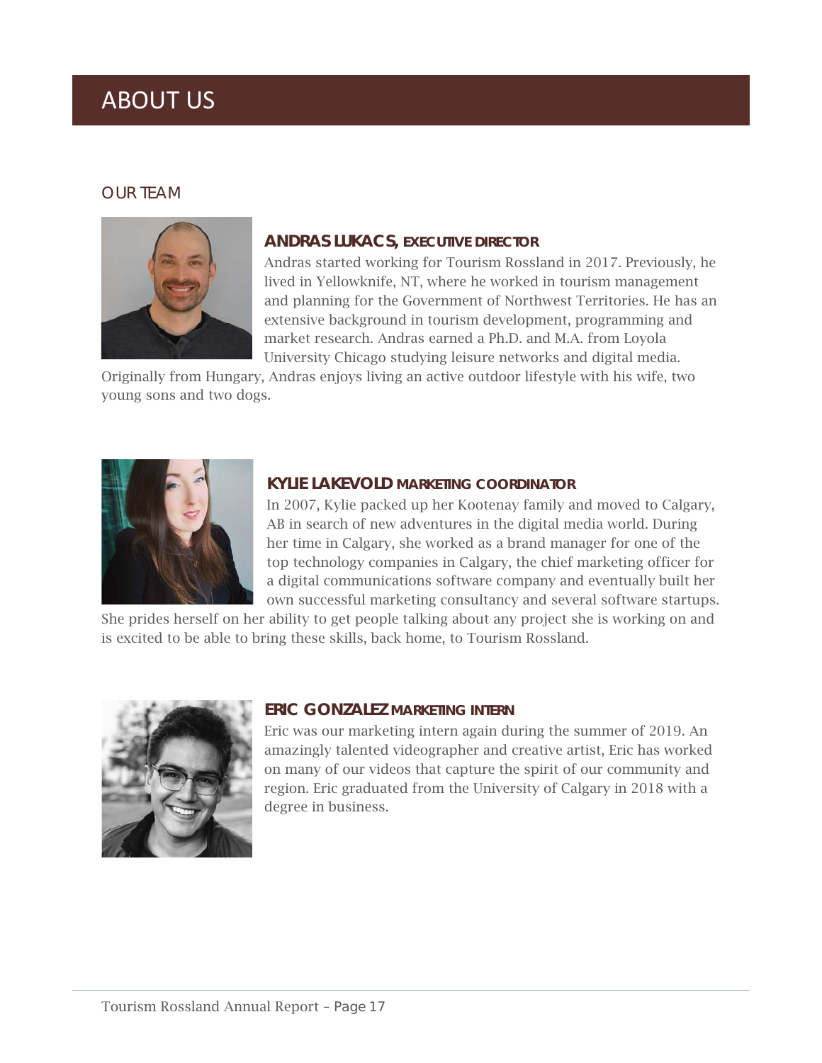# ABOUT US

## OUR TEAM

### ANDRAS LUKACS, EXECUTIVE DIRECTOR

Andras started working for Tourism Rossland in 2017. Previously, he lived in Yellowknife, NT, where he worked in tourism management and planning for the Government of Northwest Territories. He has an extensive background in tourism development, programming and market research. Andras earned a Ph.D. and M.A. from Loyola University Chicago studying leisure networks and digital media. Originally from Hungary, Andras enjoys living an active outdoor lifestyle with his wife, two young sons and two dogs.

### KYLIE LAKEVOLD MARKETING COORDINATOR

In 2007, Kylie packed up her Kootenay family and moved to Calgary, AB in search of new adventures in the digital media world. During her time in Calgary, she worked as a brand manager for one of the top technology companies in Calgary, the chief marketing officer for a digital communications software company and eventually built her own successful marketing consultancy and several software startups. She prides herself on her ability to get people talking about any project she is working on and is excited to be able to bring these skills, back home, to Tourism Rossland.

### ERIC GONZALEZ MARKETING INTERN

Eric was our marketing intern again during the summer of 2019. An amazingly talented videographer and creative artist, Eric has worked on many of our videos that capture the spirit of our community and region. Eric graduated from the University of Calgary in 2018 with a degree in business.